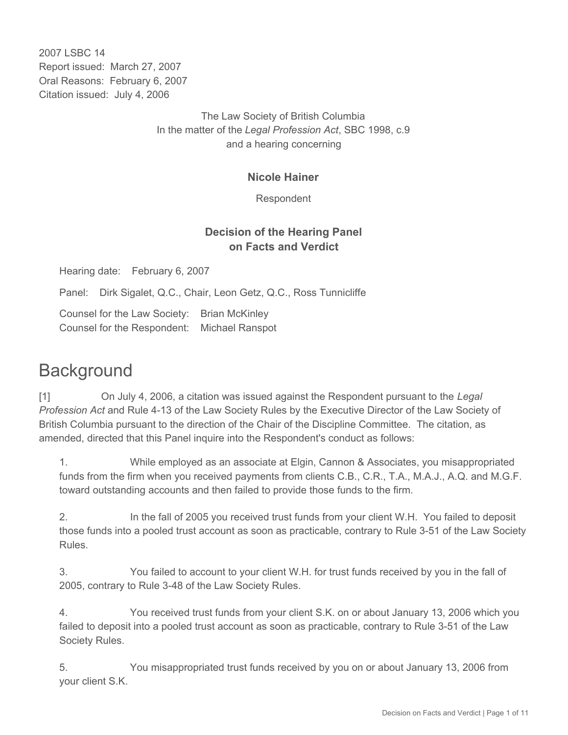2007 LSBC 14
Report issued: March 27, 2007
Oral Reasons: February 6, 2007
Citation issued: July 4, 2006

The Law Society of British Columbia
In the matter of the *Legal Profession Act*, SBC 1998, c.9
and a hearing concerning

**Nicole Hainer**

Respondent

**Decision of the Hearing Panel on Facts and Verdict**

Hearing date: February 6, 2007

Panel: Dirk Sigalet, Q.C., Chair, Leon Getz, Q.C., Ross Tunnicliffe

Counsel for the Law Society: Brian McKinley
Counsel for the Respondent: Michael Ranspot

# Background

[1] On July 4, 2006, a citation was issued against the Respondent pursuant to the *Legal Profession Act* and Rule 4-13 of the Law Society Rules by the Executive Director of the Law Society of British Columbia pursuant to the direction of the Chair of the Discipline Committee. The citation, as amended, directed that this Panel inquire into the Respondent's conduct as follows:

1. While employed as an associate at Elgin, Cannon & Associates, you misappropriated funds from the firm when you received payments from clients C.B., C.R., T.A., M.A.J., A.Q. and M.G.F. toward outstanding accounts and then failed to provide those funds to the firm.

2. In the fall of 2005 you received trust funds from your client W.H. You failed to deposit those funds into a pooled trust account as soon as practicable, contrary to Rule 3-51 of the Law Society Rules.

3. You failed to account to your client W.H. for trust funds received by you in the fall of 2005, contrary to Rule 3-48 of the Law Society Rules.

4. You received trust funds from your client S.K. on or about January 13, 2006 which you failed to deposit into a pooled trust account as soon as practicable, contrary to Rule 3-51 of the Law Society Rules.

5. You misappropriated trust funds received by you on or about January 13, 2006 from your client S.K.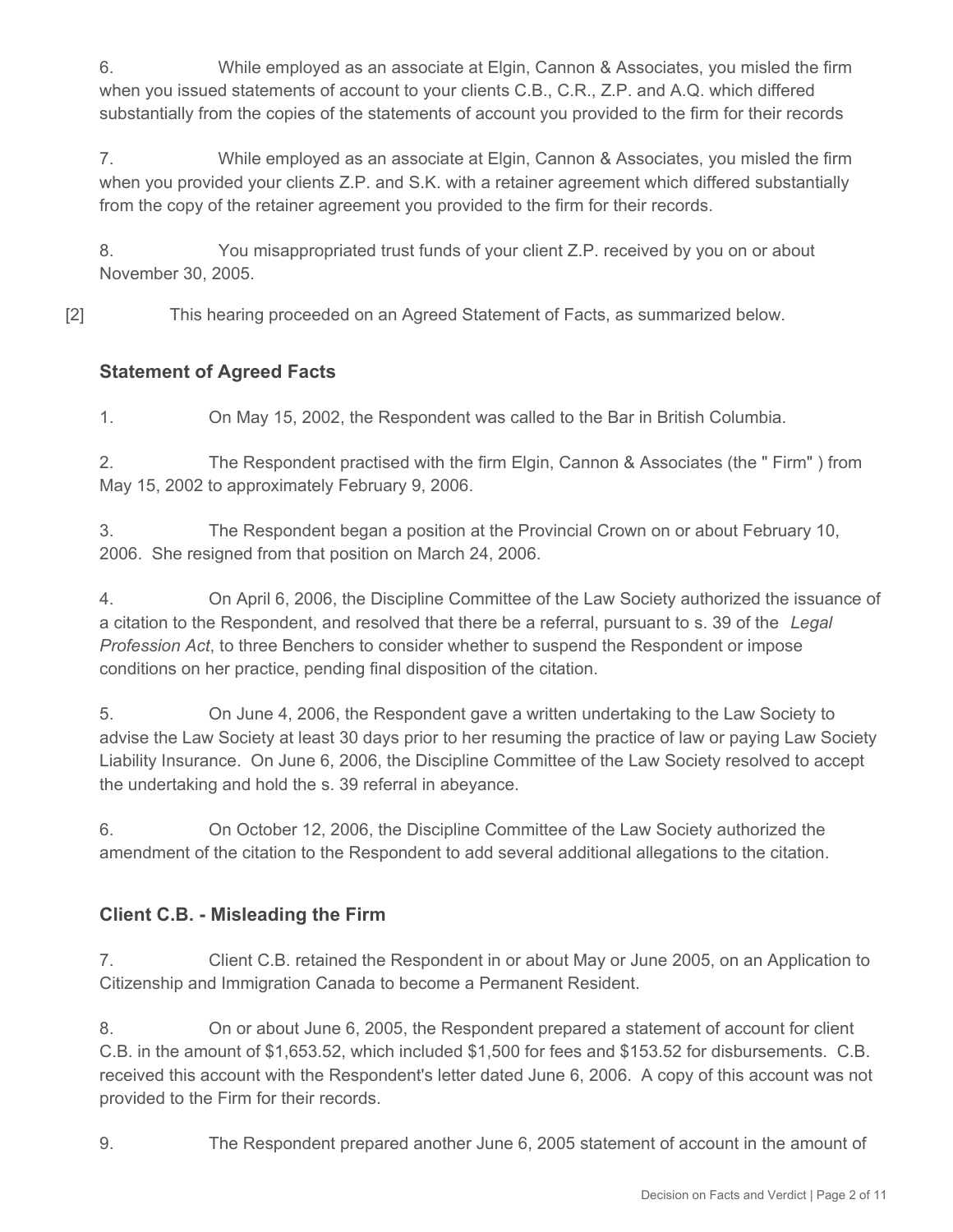6. While employed as an associate at Elgin, Cannon & Associates, you misled the firm when you issued statements of account to your clients C.B., C.R., Z.P. and A.Q. which differed substantially from the copies of the statements of account you provided to the firm for their records

7. While employed as an associate at Elgin, Cannon & Associates, you misled the firm when you provided your clients Z.P. and S.K. with a retainer agreement which differed substantially from the copy of the retainer agreement you provided to the firm for their records.

8. You misappropriated trust funds of your client Z.P. received by you on or about November 30, 2005.

[2] This hearing proceeded on an Agreed Statement of Facts, as summarized below.

### Statement of Agreed Facts

1. On May 15, 2002, the Respondent was called to the Bar in British Columbia.

2. The Respondent practised with the firm Elgin, Cannon & Associates (the " Firm" ) from May 15, 2002 to approximately February 9, 2006.

3. The Respondent began a position at the Provincial Crown on or about February 10, 2006. She resigned from that position on March 24, 2006.

4. On April 6, 2006, the Discipline Committee of the Law Society authorized the issuance of a citation to the Respondent, and resolved that there be a referral, pursuant to s. 39 of the *Legal Profession Act*, to three Benchers to consider whether to suspend the Respondent or impose conditions on her practice, pending final disposition of the citation.

5. On June 4, 2006, the Respondent gave a written undertaking to the Law Society to advise the Law Society at least 30 days prior to her resuming the practice of law or paying Law Society Liability Insurance. On June 6, 2006, the Discipline Committee of the Law Society resolved to accept the undertaking and hold the s. 39 referral in abeyance.

6. On October 12, 2006, the Discipline Committee of the Law Society authorized the amendment of the citation to the Respondent to add several additional allegations to the citation.

### Client C.B. - Misleading the Firm

7. Client C.B. retained the Respondent in or about May or June 2005, on an Application to Citizenship and Immigration Canada to become a Permanent Resident.

8. On or about June 6, 2005, the Respondent prepared a statement of account for client C.B. in the amount of $1,653.52, which included $1,500 for fees and $153.52 for disbursements. C.B. received this account with the Respondent's letter dated June 6, 2006. A copy of this account was not provided to the Firm for their records.

9. The Respondent prepared another June 6, 2005 statement of account in the amount of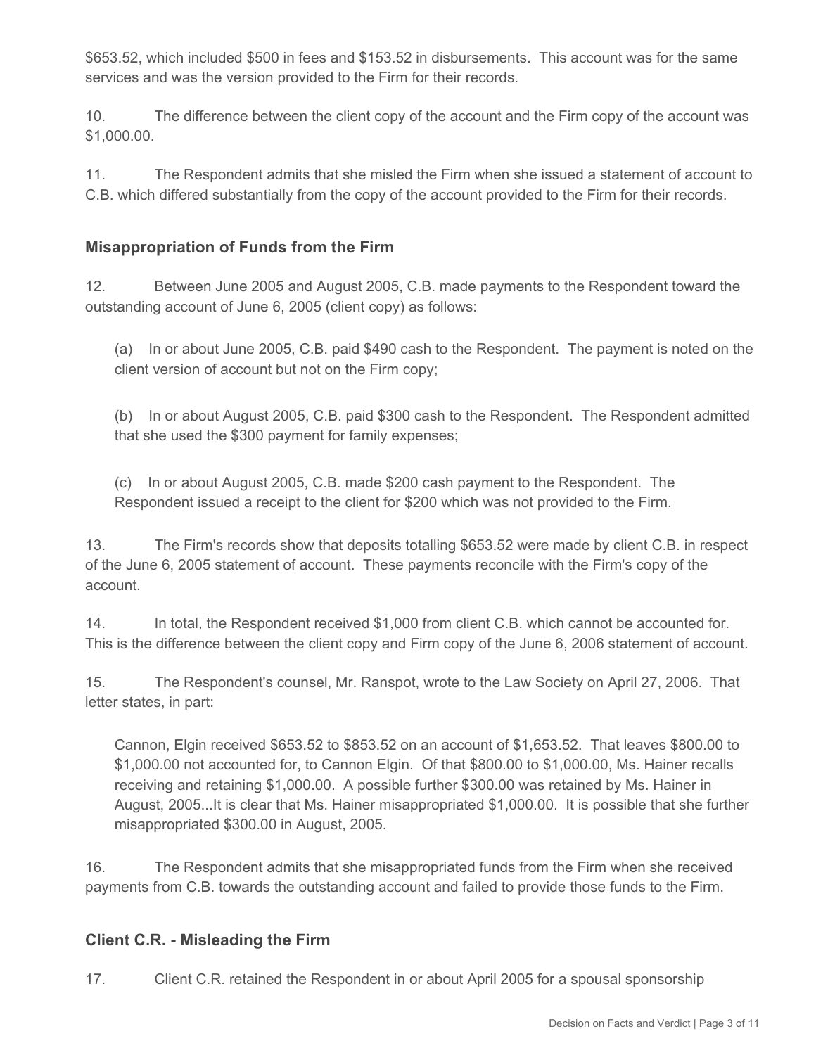$653.52, which included $500 in fees and $153.52 in disbursements. This account was for the same services and was the version provided to the Firm for their records.

10. The difference between the client copy of the account and the Firm copy of the account was $1,000.00.

11. The Respondent admits that she misled the Firm when she issued a statement of account to C.B. which differed substantially from the copy of the account provided to the Firm for their records.

## Misappropriation of Funds from the Firm

12. Between June 2005 and August 2005, C.B. made payments to the Respondent toward the outstanding account of June 6, 2005 (client copy) as follows:

> (a) In or about June 2005, C.B. paid $490 cash to the Respondent. The payment is noted on the client version of account but not on the Firm copy;
>
> (b) In or about August 2005, C.B. paid $300 cash to the Respondent. The Respondent admitted that she used the $300 payment for family expenses;
>
> (c) In or about August 2005, C.B. made $200 cash payment to the Respondent. The Respondent issued a receipt to the client for $200 which was not provided to the Firm.

13. The Firm's records show that deposits totalling $653.52 were made by client C.B. in respect of the June 6, 2005 statement of account. These payments reconcile with the Firm's copy of the account.

14. In total, the Respondent received $1,000 from client C.B. which cannot be accounted for. This is the difference between the client copy and Firm copy of the June 6, 2006 statement of account.

15. The Respondent's counsel, Mr. Ranspot, wrote to the Law Society on April 27, 2006. That letter states, in part:

> Cannon, Elgin received $653.52 to $853.52 on an account of $1,653.52. That leaves $800.00 to $1,000.00 not accounted for, to Cannon Elgin. Of that $800.00 to $1,000.00, Ms. Hainer recalls receiving and retaining $1,000.00. A possible further $300.00 was retained by Ms. Hainer in August, 2005...It is clear that Ms. Hainer misappropriated $1,000.00. It is possible that she further misappropriated $300.00 in August, 2005.

16. The Respondent admits that she misappropriated funds from the Firm when she received payments from C.B. towards the outstanding account and failed to provide those funds to the Firm.

## Client C.R. - Misleading the Firm

17. Client C.R. retained the Respondent in or about April 2005 for a spousal sponsorship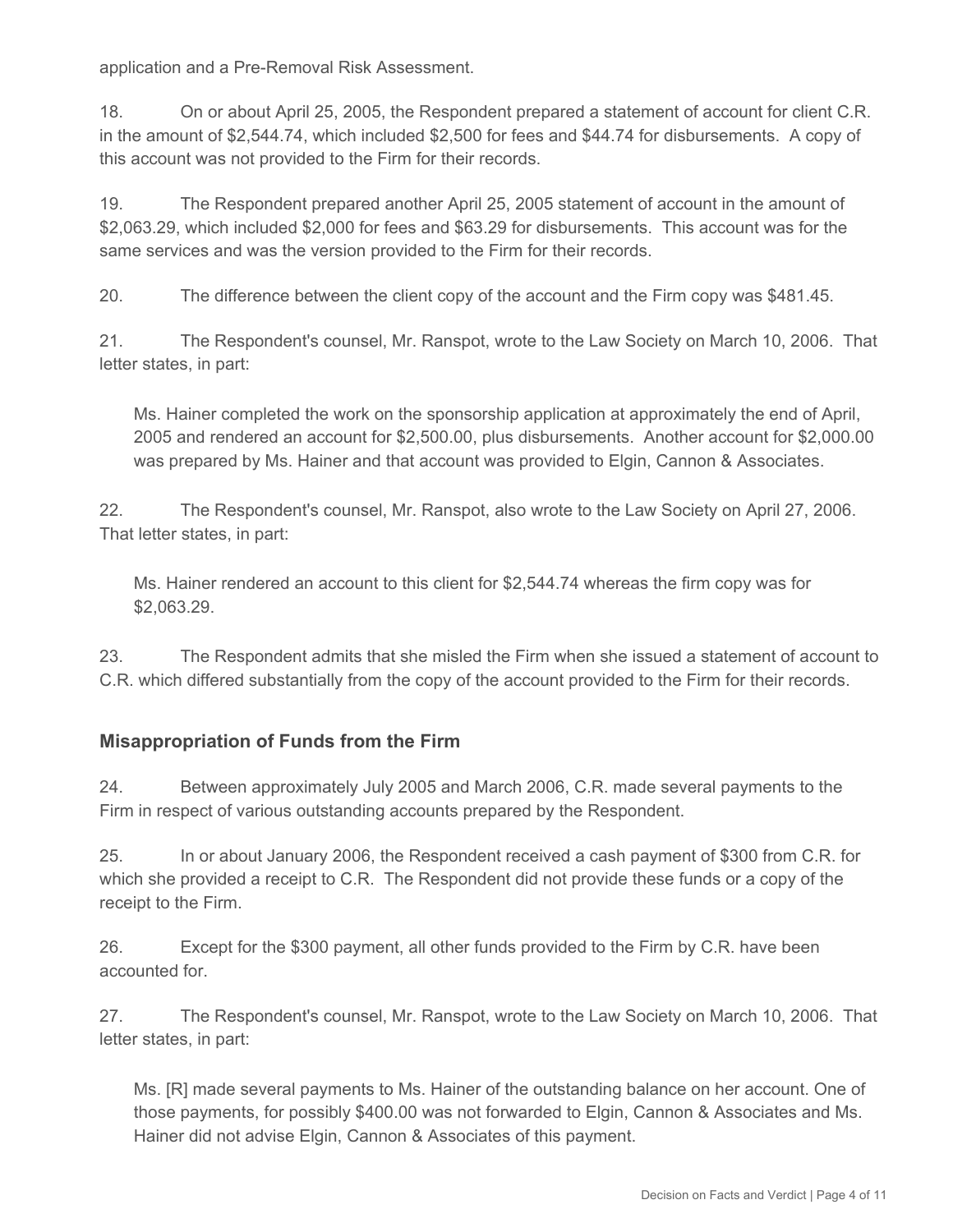application and a Pre-Removal Risk Assessment.

18. On or about April 25, 2005, the Respondent prepared a statement of account for client C.R. in the amount of $2,544.74, which included $2,500 for fees and $44.74 for disbursements. A copy of this account was not provided to the Firm for their records.

19. The Respondent prepared another April 25, 2005 statement of account in the amount of $2,063.29, which included $2,000 for fees and $63.29 for disbursements. This account was for the same services and was the version provided to the Firm for their records.

20. The difference between the client copy of the account and the Firm copy was $481.45.

21. The Respondent's counsel, Mr. Ranspot, wrote to the Law Society on March 10, 2006. That letter states, in part:

> Ms. Hainer completed the work on the sponsorship application at approximately the end of April, 2005 and rendered an account for $2,500.00, plus disbursements. Another account for $2,000.00 was prepared by Ms. Hainer and that account was provided to Elgin, Cannon & Associates.

22. The Respondent's counsel, Mr. Ranspot, also wrote to the Law Society on April 27, 2006. That letter states, in part:

> Ms. Hainer rendered an account to this client for $2,544.74 whereas the firm copy was for $2,063.29.

23. The Respondent admits that she misled the Firm when she issued a statement of account to C.R. which differed substantially from the copy of the account provided to the Firm for their records.

### Misappropriation of Funds from the Firm

24. Between approximately July 2005 and March 2006, C.R. made several payments to the Firm in respect of various outstanding accounts prepared by the Respondent.

25. In or about January 2006, the Respondent received a cash payment of $300 from C.R. for which she provided a receipt to C.R. The Respondent did not provide these funds or a copy of the receipt to the Firm.

26. Except for the $300 payment, all other funds provided to the Firm by C.R. have been accounted for.

27. The Respondent's counsel, Mr. Ranspot, wrote to the Law Society on March 10, 2006. That letter states, in part:

> Ms. [R] made several payments to Ms. Hainer of the outstanding balance on her account. One of those payments, for possibly $400.00 was not forwarded to Elgin, Cannon & Associates and Ms. Hainer did not advise Elgin, Cannon & Associates of this payment.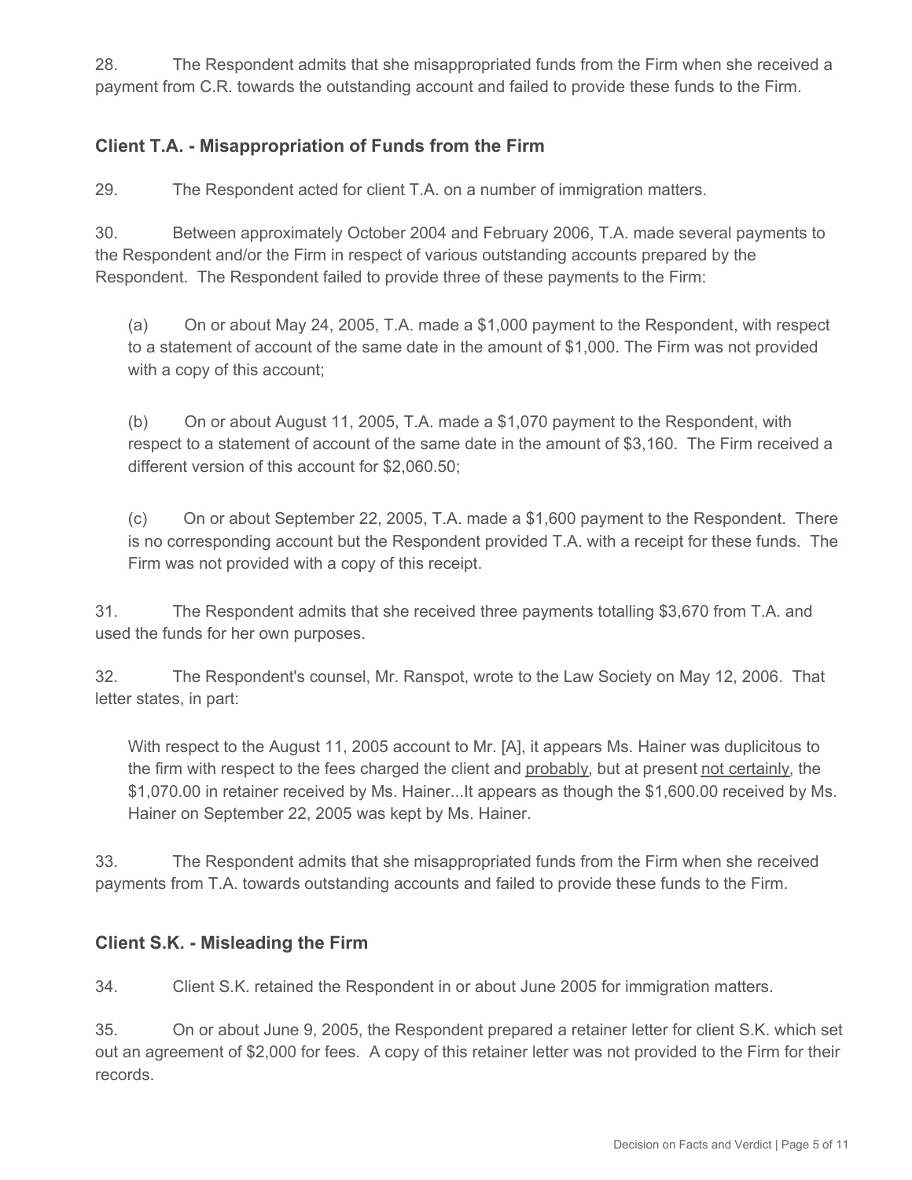28. The Respondent admits that she misappropriated funds from the Firm when she received a payment from C.R. towards the outstanding account and failed to provide these funds to the Firm.

### Client T.A. - Misappropriation of Funds from the Firm

29. The Respondent acted for client T.A. on a number of immigration matters.

30. Between approximately October 2004 and February 2006, T.A. made several payments to the Respondent and/or the Firm in respect of various outstanding accounts prepared by the Respondent. The Respondent failed to provide three of these payments to the Firm:

> (a) On or about May 24, 2005, T.A. made a $1,000 payment to the Respondent, with respect to a statement of account of the same date in the amount of $1,000. The Firm was not provided with a copy of this account;
>
> (b) On or about August 11, 2005, T.A. made a $1,070 payment to the Respondent, with respect to a statement of account of the same date in the amount of $3,160. The Firm received a different version of this account for $2,060.50;
>
> (c) On or about September 22, 2005, T.A. made a $1,600 payment to the Respondent. There is no corresponding account but the Respondent provided T.A. with a receipt for these funds. The Firm was not provided with a copy of this receipt.

31. The Respondent admits that she received three payments totalling $3,670 from T.A. and used the funds for her own purposes.

32. The Respondent's counsel, Mr. Ranspot, wrote to the Law Society on May 12, 2006. That letter states, in part:

> With respect to the August 11, 2005 account to Mr. [A], it appears Ms. Hainer was duplicitous to the firm with respect to the fees charged the client and <u>probably</u>, but at present <u>not certainly</u>, the $1,070.00 in retainer received by Ms. Hainer...It appears as though the $1,600.00 received by Ms. Hainer on September 22, 2005 was kept by Ms. Hainer.

33. The Respondent admits that she misappropriated funds from the Firm when she received payments from T.A. towards outstanding accounts and failed to provide these funds to the Firm.

### Client S.K. - Misleading the Firm

34. Client S.K. retained the Respondent in or about June 2005 for immigration matters.

35. On or about June 9, 2005, the Respondent prepared a retainer letter for client S.K. which set out an agreement of $2,000 for fees. A copy of this retainer letter was not provided to the Firm for their records.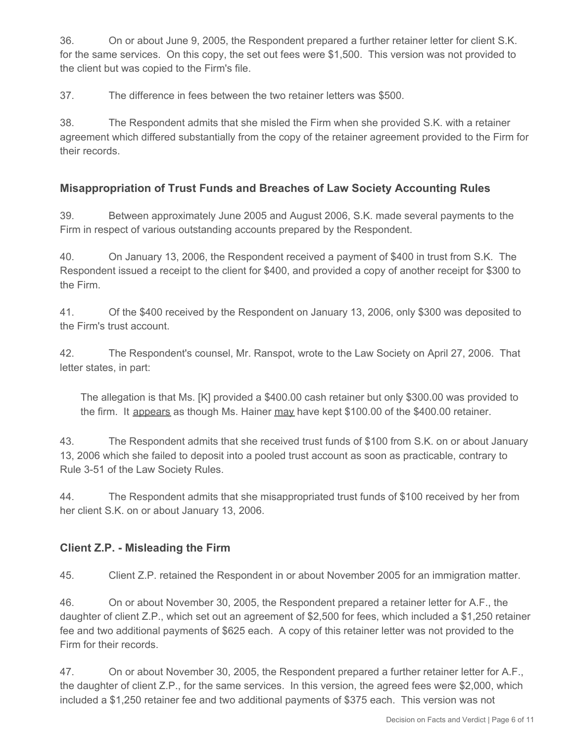36. On or about June 9, 2005, the Respondent prepared a further retainer letter for client S.K. for the same services. On this copy, the set out fees were $1,500. This version was not provided to the client but was copied to the Firm's file.

37. The difference in fees between the two retainer letters was $500.

38. The Respondent admits that she misled the Firm when she provided S.K. with a retainer agreement which differed substantially from the copy of the retainer agreement provided to the Firm for their records.

## Misappropriation of Trust Funds and Breaches of Law Society Accounting Rules

39. Between approximately June 2005 and August 2006, S.K. made several payments to the Firm in respect of various outstanding accounts prepared by the Respondent.

40. On January 13, 2006, the Respondent received a payment of $400 in trust from S.K. The Respondent issued a receipt to the client for $400, and provided a copy of another receipt for $300 to the Firm.

41. Of the $400 received by the Respondent on January 13, 2006, only $300 was deposited to the Firm's trust account.

42. The Respondent's counsel, Mr. Ranspot, wrote to the Law Society on April 27, 2006. That letter states, in part:

> The allegation is that Ms. [K] provided a $400.00 cash retainer but only $300.00 was provided to the firm. It <u>appears</u> as though Ms. Hainer <u>may</u> have kept $100.00 of the $400.00 retainer.

43. The Respondent admits that she received trust funds of $100 from S.K. on or about January 13, 2006 which she failed to deposit into a pooled trust account as soon as practicable, contrary to Rule 3-51 of the Law Society Rules.

44. The Respondent admits that she misappropriated trust funds of $100 received by her from her client S.K. on or about January 13, 2006.

## Client Z.P. - Misleading the Firm

45. Client Z.P. retained the Respondent in or about November 2005 for an immigration matter.

46. On or about November 30, 2005, the Respondent prepared a retainer letter for A.F., the daughter of client Z.P., which set out an agreement of $2,500 for fees, which included a $1,250 retainer fee and two additional payments of $625 each. A copy of this retainer letter was not provided to the Firm for their records.

47. On or about November 30, 2005, the Respondent prepared a further retainer letter for A.F., the daughter of client Z.P., for the same services. In this version, the agreed fees were $2,000, which included a $1,250 retainer fee and two additional payments of $375 each. This version was not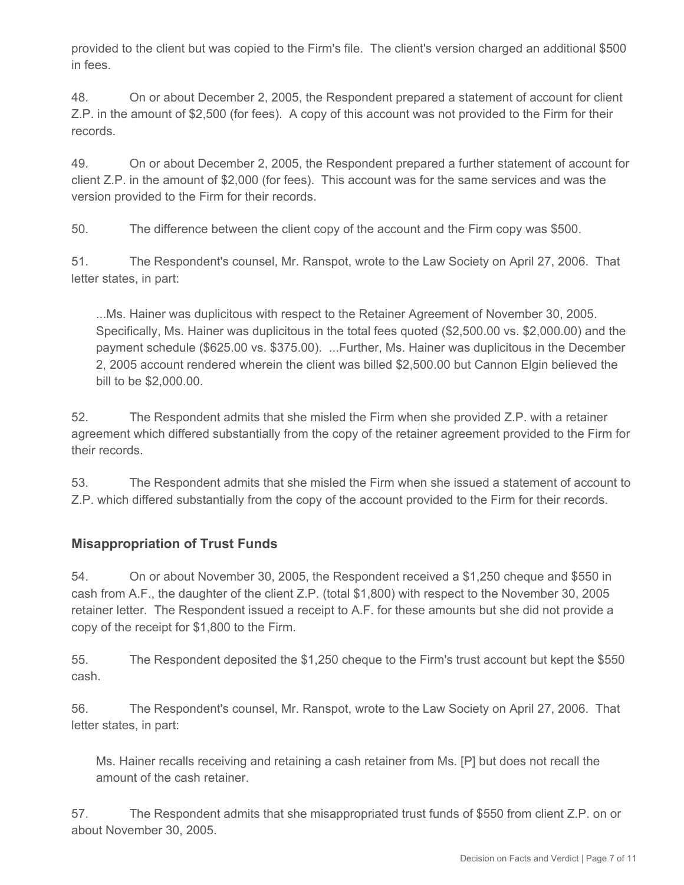provided to the client but was copied to the Firm's file. The client's version charged an additional $500 in fees.

48. On or about December 2, 2005, the Respondent prepared a statement of account for client Z.P. in the amount of $2,500 (for fees). A copy of this account was not provided to the Firm for their records.

49. On or about December 2, 2005, the Respondent prepared a further statement of account for client Z.P. in the amount of $2,000 (for fees). This account was for the same services and was the version provided to the Firm for their records.

50. The difference between the client copy of the account and the Firm copy was $500.

51. The Respondent's counsel, Mr. Ranspot, wrote to the Law Society on April 27, 2006. That letter states, in part:

> ...Ms. Hainer was duplicitous with respect to the Retainer Agreement of November 30, 2005. Specifically, Ms. Hainer was duplicitous in the total fees quoted ($2,500.00 vs. $2,000.00) and the payment schedule ($625.00 vs. $375.00). ...Further, Ms. Hainer was duplicitous in the December 2, 2005 account rendered wherein the client was billed $2,500.00 but Cannon Elgin believed the bill to be $2,000.00.

52. The Respondent admits that she misled the Firm when she provided Z.P. with a retainer agreement which differed substantially from the copy of the retainer agreement provided to the Firm for their records.

53. The Respondent admits that she misled the Firm when she issued a statement of account to Z.P. which differed substantially from the copy of the account provided to the Firm for their records.

## Misappropriation of Trust Funds

54. On or about November 30, 2005, the Respondent received a $1,250 cheque and $550 in cash from A.F., the daughter of the client Z.P. (total $1,800) with respect to the November 30, 2005 retainer letter. The Respondent issued a receipt to A.F. for these amounts but she did not provide a copy of the receipt for $1,800 to the Firm.

55. The Respondent deposited the $1,250 cheque to the Firm's trust account but kept the $550 cash.

56. The Respondent's counsel, Mr. Ranspot, wrote to the Law Society on April 27, 2006. That letter states, in part:

> Ms. Hainer recalls receiving and retaining a cash retainer from Ms. [P] but does not recall the amount of the cash retainer.

57. The Respondent admits that she misappropriated trust funds of $550 from client Z.P. on or about November 30, 2005.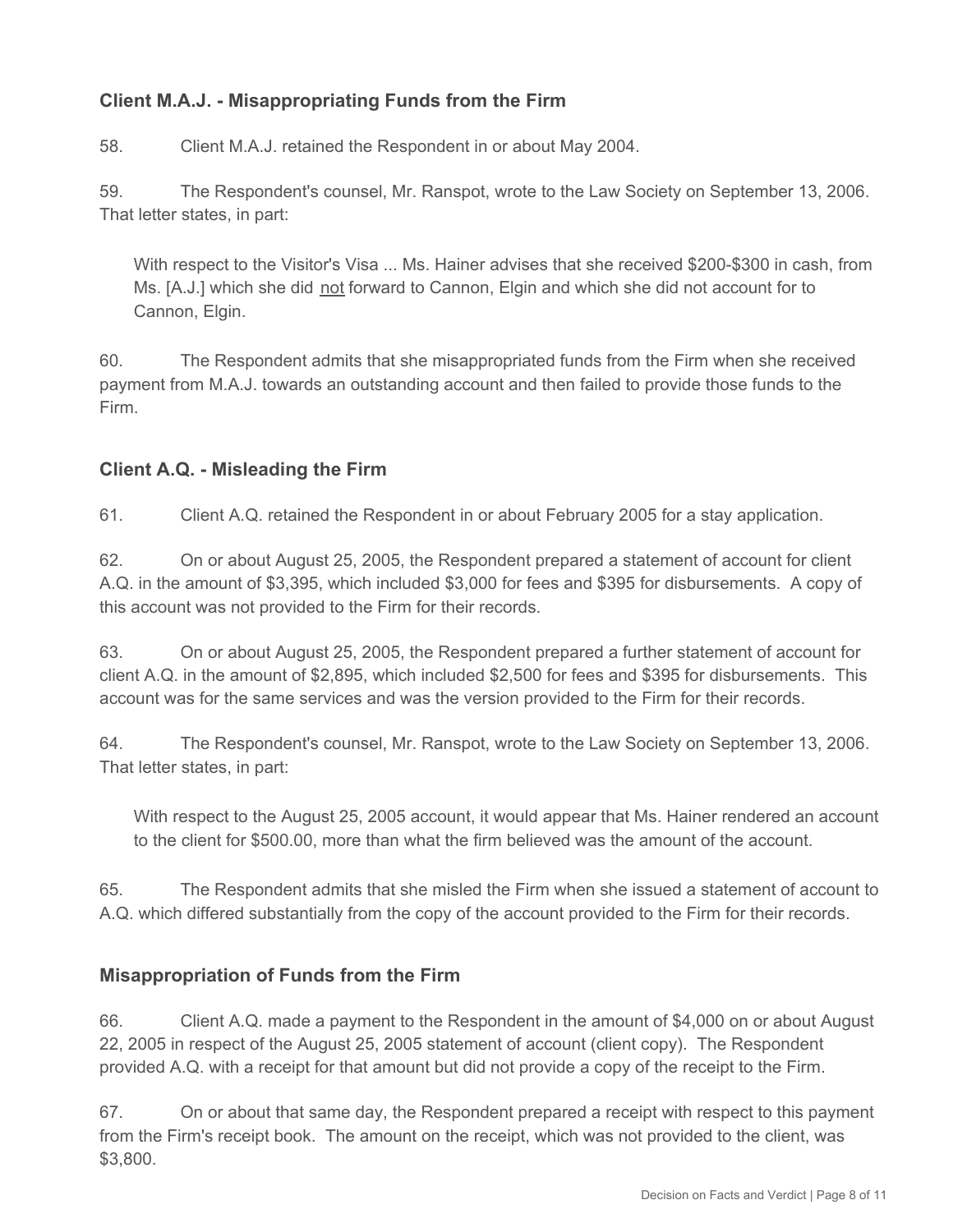### Client M.A.J. - Misappropriating Funds from the Firm

58. Client M.A.J. retained the Respondent in or about May 2004.

59. The Respondent's counsel, Mr. Ranspot, wrote to the Law Society on September 13, 2006. That letter states, in part:

> With respect to the Visitor's Visa ... Ms. Hainer advises that she received $200-$300 in cash, from Ms. [A.J.] which she did <u>not</u> forward to Cannon, Elgin and which she did not account for to Cannon, Elgin.

60. The Respondent admits that she misappropriated funds from the Firm when she received payment from M.A.J. towards an outstanding account and then failed to provide those funds to the Firm.

### Client A.Q. - Misleading the Firm

61. Client A.Q. retained the Respondent in or about February 2005 for a stay application.

62. On or about August 25, 2005, the Respondent prepared a statement of account for client A.Q. in the amount of $3,395, which included $3,000 for fees and $395 for disbursements. A copy of this account was not provided to the Firm for their records.

63. On or about August 25, 2005, the Respondent prepared a further statement of account for client A.Q. in the amount of $2,895, which included $2,500 for fees and $395 for disbursements. This account was for the same services and was the version provided to the Firm for their records.

64. The Respondent's counsel, Mr. Ranspot, wrote to the Law Society on September 13, 2006. That letter states, in part:

> With respect to the August 25, 2005 account, it would appear that Ms. Hainer rendered an account to the client for $500.00, more than what the firm believed was the amount of the account.

65. The Respondent admits that she misled the Firm when she issued a statement of account to A.Q. which differed substantially from the copy of the account provided to the Firm for their records.

### Misappropriation of Funds from the Firm

66. Client A.Q. made a payment to the Respondent in the amount of $4,000 on or about August 22, 2005 in respect of the August 25, 2005 statement of account (client copy). The Respondent provided A.Q. with a receipt for that amount but did not provide a copy of the receipt to the Firm.

67. On or about that same day, the Respondent prepared a receipt with respect to this payment from the Firm's receipt book. The amount on the receipt, which was not provided to the client, was $3,800.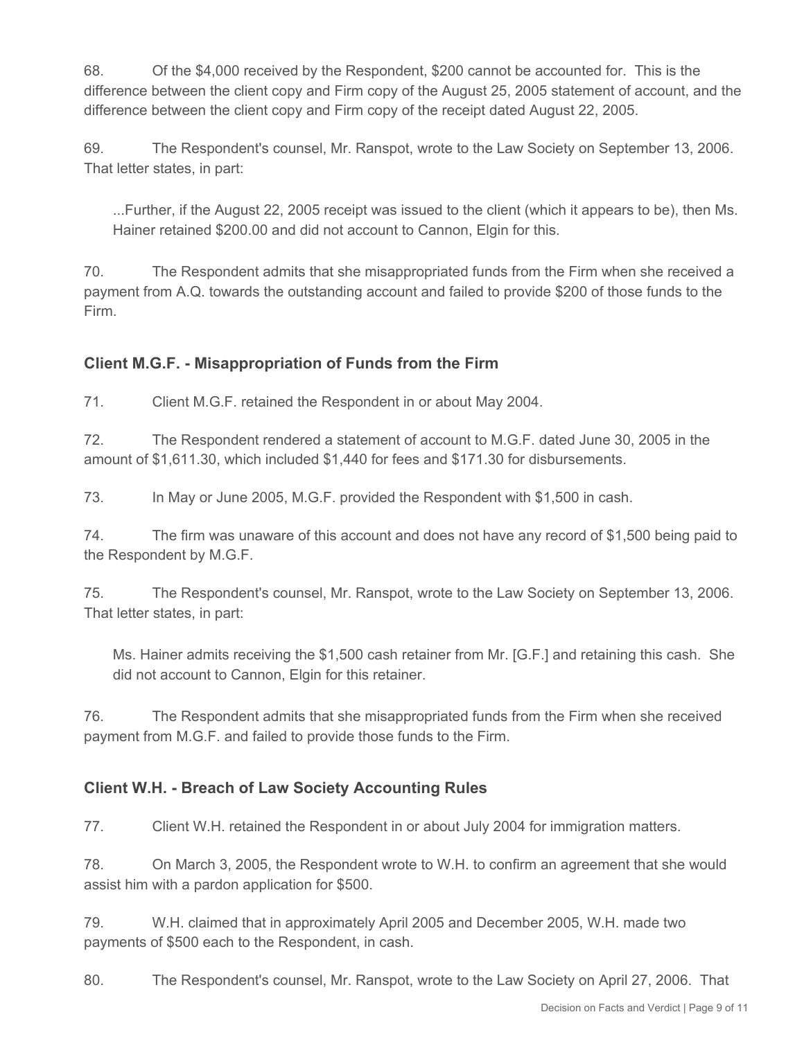68. Of the $4,000 received by the Respondent, $200 cannot be accounted for. This is the difference between the client copy and Firm copy of the August 25, 2005 statement of account, and the difference between the client copy and Firm copy of the receipt dated August 22, 2005.

69. The Respondent's counsel, Mr. Ranspot, wrote to the Law Society on September 13, 2006. That letter states, in part:

> ...Further, if the August 22, 2005 receipt was issued to the client (which it appears to be), then Ms. Hainer retained $200.00 and did not account to Cannon, Elgin for this.

70. The Respondent admits that she misappropriated funds from the Firm when she received a payment from A.Q. towards the outstanding account and failed to provide $200 of those funds to the Firm.

## Client M.G.F. - Misappropriation of Funds from the Firm

71. Client M.G.F. retained the Respondent in or about May 2004.

72. The Respondent rendered a statement of account to M.G.F. dated June 30, 2005 in the amount of $1,611.30, which included $1,440 for fees and $171.30 for disbursements.

73. In May or June 2005, M.G.F. provided the Respondent with $1,500 in cash.

74. The firm was unaware of this account and does not have any record of $1,500 being paid to the Respondent by M.G.F.

75. The Respondent's counsel, Mr. Ranspot, wrote to the Law Society on September 13, 2006. That letter states, in part:

> Ms. Hainer admits receiving the $1,500 cash retainer from Mr. [G.F.] and retaining this cash. She did not account to Cannon, Elgin for this retainer.

76. The Respondent admits that she misappropriated funds from the Firm when she received payment from M.G.F. and failed to provide those funds to the Firm.

## Client W.H. - Breach of Law Society Accounting Rules

77. Client W.H. retained the Respondent in or about July 2004 for immigration matters.

78. On March 3, 2005, the Respondent wrote to W.H. to confirm an agreement that she would assist him with a pardon application for $500.

79. W.H. claimed that in approximately April 2005 and December 2005, W.H. made two payments of $500 each to the Respondent, in cash.

80. The Respondent's counsel, Mr. Ranspot, wrote to the Law Society on April 27, 2006. That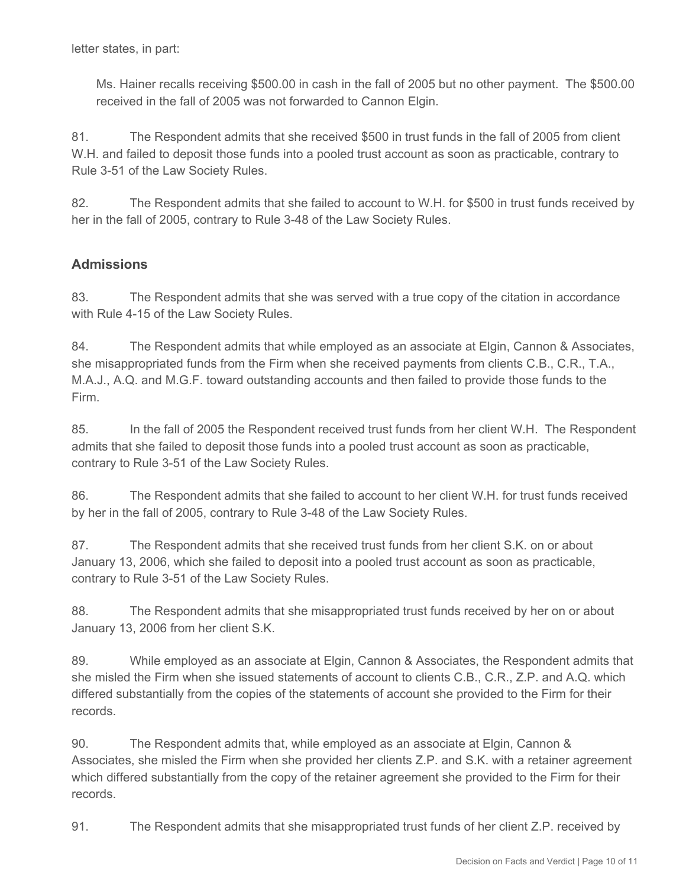letter states, in part:

> Ms. Hainer recalls receiving $500.00 in cash in the fall of 2005 but no other payment. The $500.00 received in the fall of 2005 was not forwarded to Cannon Elgin.

81. The Respondent admits that she received $500 in trust funds in the fall of 2005 from client W.H. and failed to deposit those funds into a pooled trust account as soon as practicable, contrary to Rule 3-51 of the Law Society Rules.

82. The Respondent admits that she failed to account to W.H. for $500 in trust funds received by her in the fall of 2005, contrary to Rule 3-48 of the Law Society Rules.

## Admissions

83. The Respondent admits that she was served with a true copy of the citation in accordance with Rule 4-15 of the Law Society Rules.

84. The Respondent admits that while employed as an associate at Elgin, Cannon & Associates, she misappropriated funds from the Firm when she received payments from clients C.B., C.R., T.A., M.A.J., A.Q. and M.G.F. toward outstanding accounts and then failed to provide those funds to the Firm.

85. In the fall of 2005 the Respondent received trust funds from her client W.H. The Respondent admits that she failed to deposit those funds into a pooled trust account as soon as practicable, contrary to Rule 3-51 of the Law Society Rules.

86. The Respondent admits that she failed to account to her client W.H. for trust funds received by her in the fall of 2005, contrary to Rule 3-48 of the Law Society Rules.

87. The Respondent admits that she received trust funds from her client S.K. on or about January 13, 2006, which she failed to deposit into a pooled trust account as soon as practicable, contrary to Rule 3-51 of the Law Society Rules.

88. The Respondent admits that she misappropriated trust funds received by her on or about January 13, 2006 from her client S.K.

89. While employed as an associate at Elgin, Cannon & Associates, the Respondent admits that she misled the Firm when she issued statements of account to clients C.B., C.R., Z.P. and A.Q. which differed substantially from the copies of the statements of account she provided to the Firm for their records.

90. The Respondent admits that, while employed as an associate at Elgin, Cannon & Associates, she misled the Firm when she provided her clients Z.P. and S.K. with a retainer agreement which differed substantially from the copy of the retainer agreement she provided to the Firm for their records.

91. The Respondent admits that she misappropriated trust funds of her client Z.P. received by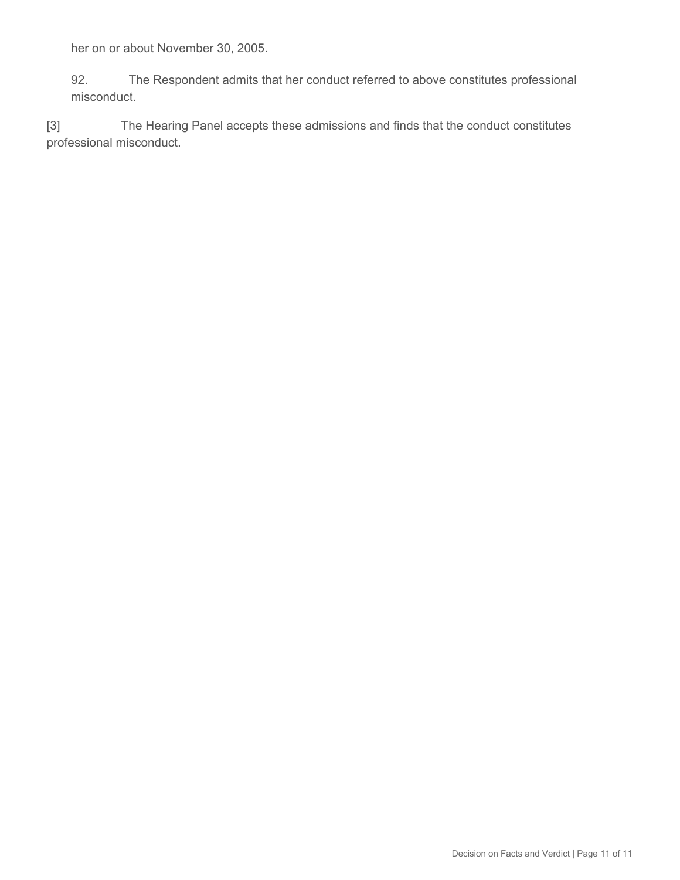her on or about November 30, 2005.

92. The Respondent admits that her conduct referred to above constitutes professional misconduct.

[3] The Hearing Panel accepts these admissions and finds that the conduct constitutes professional misconduct.